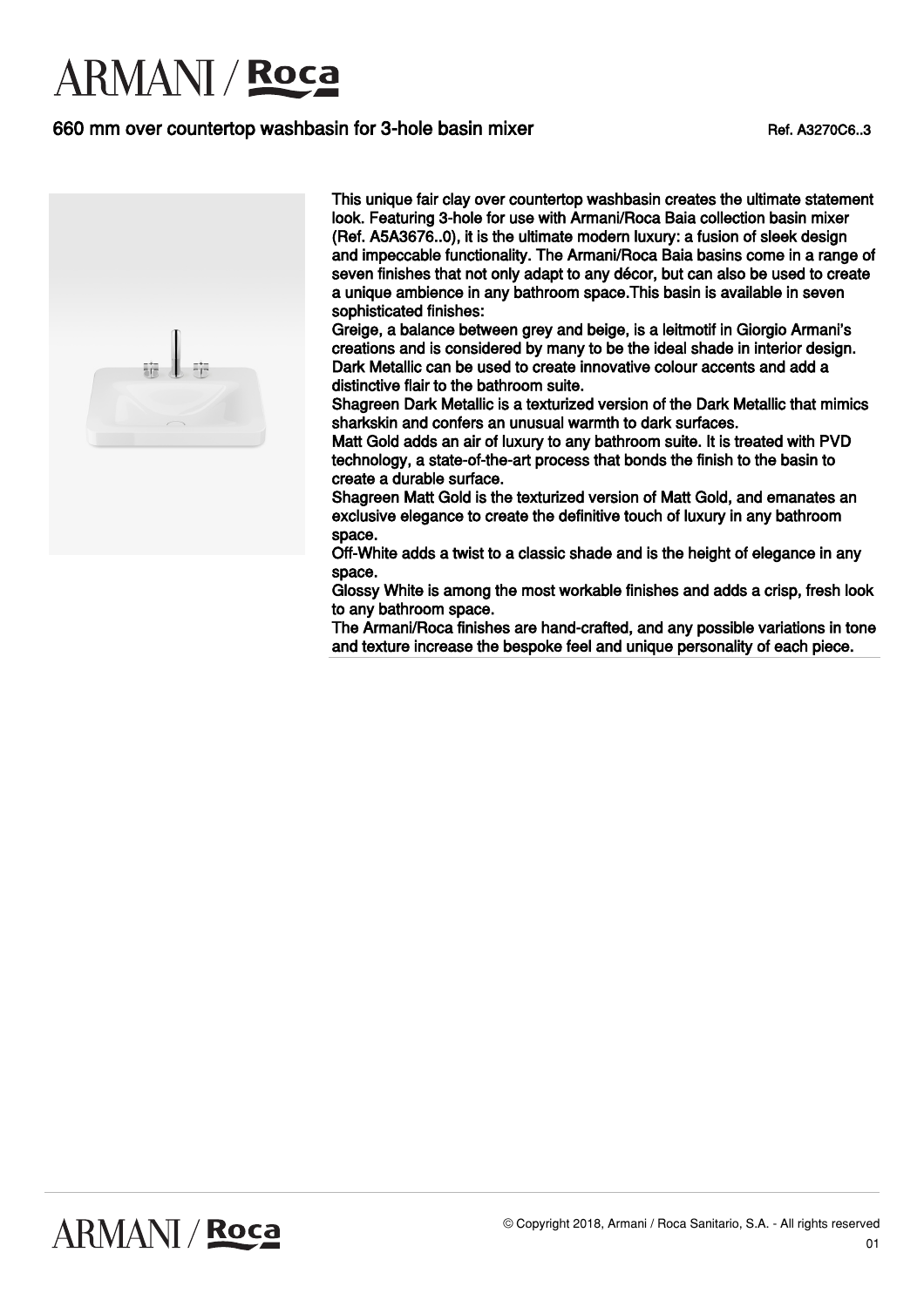# ARMANI / Roca

## 660 mm over countertop washbasin for 3-hole basin mixer

Ref. A3270C6..3

This unique fair clay over countertop washbasin creates the ultimate statement look. Featuring 3-hole for use with Armani/Roca Baia collection basin mixer (Ref. A5A3676..0), it is the ultimate modern luxury: a fusion of sleek design and impeccable functionality. The Armani/Roca Baia basins come in a range of seven finishes that not only adapt to any décor, but can also be used to create a unique ambience in any bathroom space.This basin is available in seven sophisticated finishes:

Greige, a balance between grey and beige, is a leitmotif in Giorgio Armani's creations and is considered by many to be the ideal shade in interior design.

Dark Metallic can be used to create innovative colour accents and add a distinctive flair to the bathroom suite.

Shagreen Dark Metallic is a texturized version of the Dark Metallic that mimics sharkskin and confers an unusual warmth to dark surfaces.

Matt Gold adds an air of luxury to any bathroom suite. It is treated with PVD technology, a state-of-the-art process that bonds the finish to the basin to create a durable surface.

Shagreen Matt Gold is the texturized version of Matt Gold, and emanates an exclusive elegance to create the definitive touch of luxury in any bathroom space.

Off-White adds a twist to a classic shade and is the height of elegance in any space.

Glossy White is among the most workable finishes and adds a crisp, fresh look to any bathroom space.

The Armani/Roca finishes are hand-crafted, and any possible variations in tone and texture increase the bespoke feel and unique personality of each piece.

© Copyright 2018, Armani / Roca Sanitario, S.A. - All rights reserved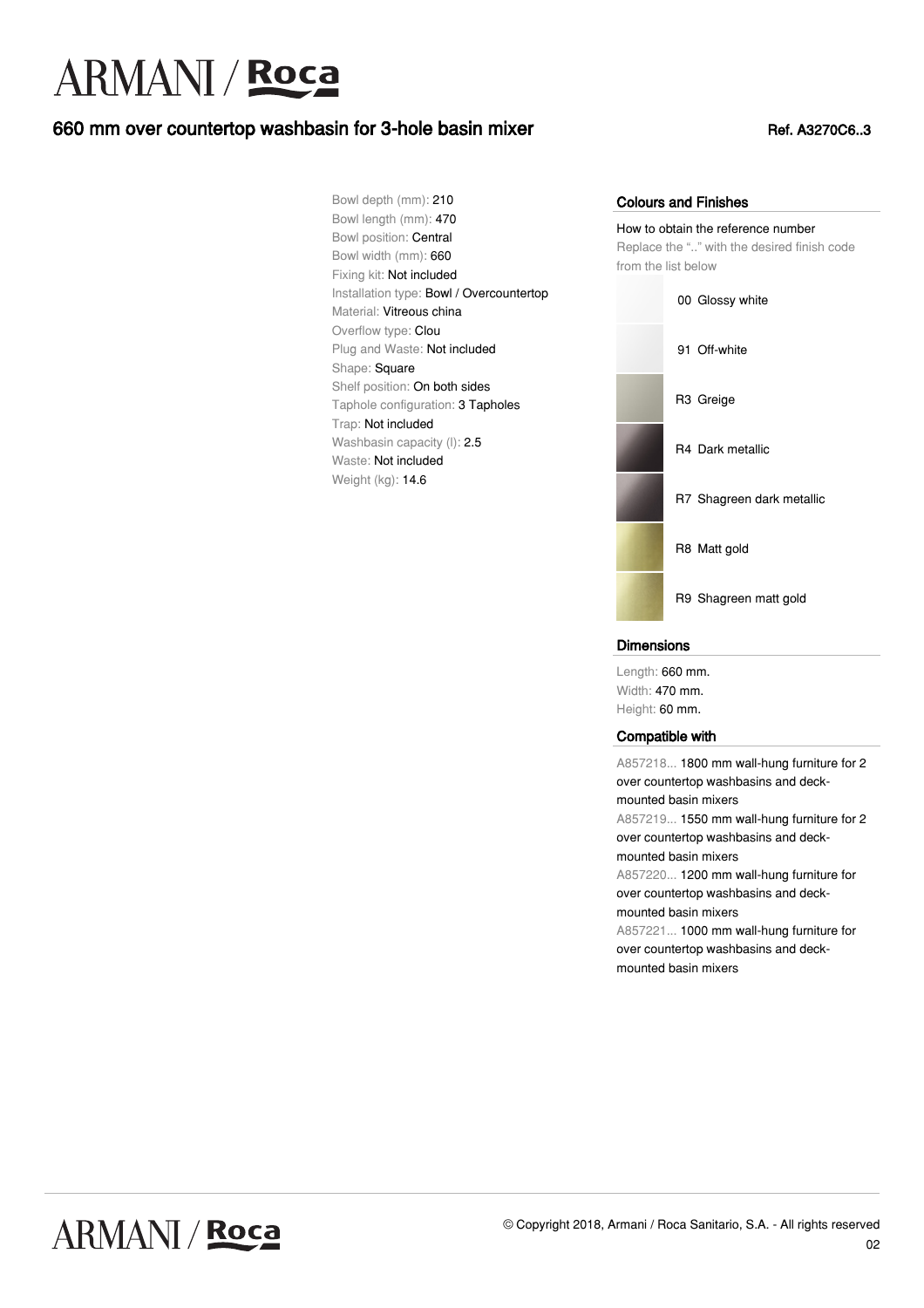# ARMANI / Roca

## 660 mm over countertop washbasin for 3-hole basin mixer

Ref. A3270C6..3

Bowl depth (mm): 210
Bowl length (mm): 470
Bowl position: Central
Bowl width (mm): 660
Fixing kit: Not included
Installation type: Bowl / Overcountertop
Material: Vitreous china
Overflow type: Clou
Plug and Waste: Not included
Shape: Square
Shelf position: On both sides
Taphole configuration: 3 Tapholes
Trap: Not included
Washbasin capacity (l): 2.5
Waste: Not included
Weight (kg): 14.6

### Colours and Finishes

How to obtain the reference number
Replace the ".." with the desired finish code from the list below

- 00 Glossy white
- 91 Off-white
- R3 Greige
- R4 Dark metallic
- R7 Shagreen dark metallic
- R8 Matt gold
- R9 Shagreen matt gold

### Dimensions

Length: 660 mm.
Width: 470 mm.
Height: 60 mm.

### Compatible with

A857218... 1800 mm wall-hung furniture for 2 over countertop washbasins and deck-mounted basin mixers
A857219... 1550 mm wall-hung furniture for 2 over countertop washbasins and deck-mounted basin mixers
A857220... 1200 mm wall-hung furniture for over countertop washbasins and deck-mounted basin mixers
A857221... 1000 mm wall-hung furniture for over countertop washbasins and deck-mounted basin mixers

© Copyright 2018, Armani / Roca Sanitario, S.A. - All rights reserved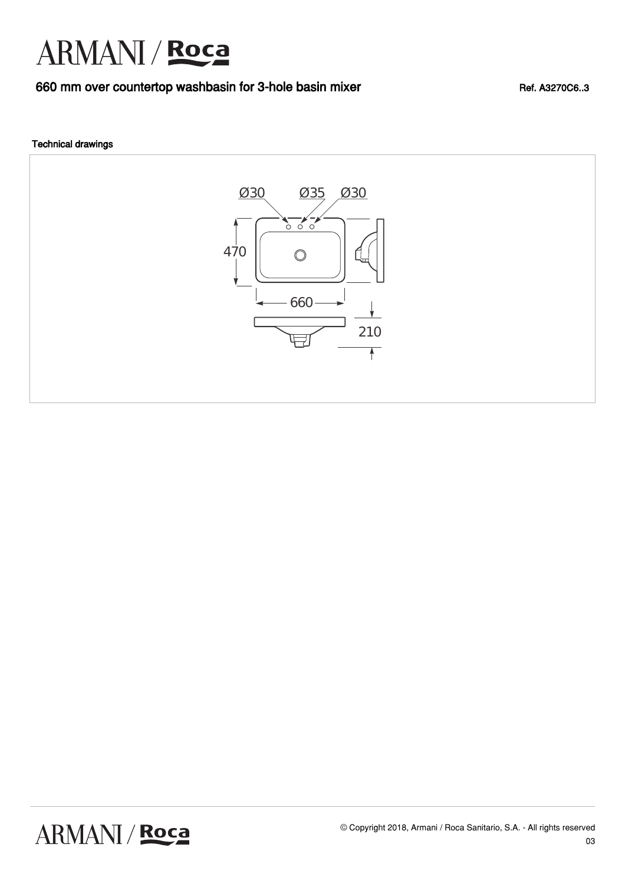# ARMANI / Roca

## 660 mm over countertop washbasin for 3-hole basin mixer

Ref. A3270C6..3

### Technical drawings

Ø30 Ø35 Ø30

470

660

210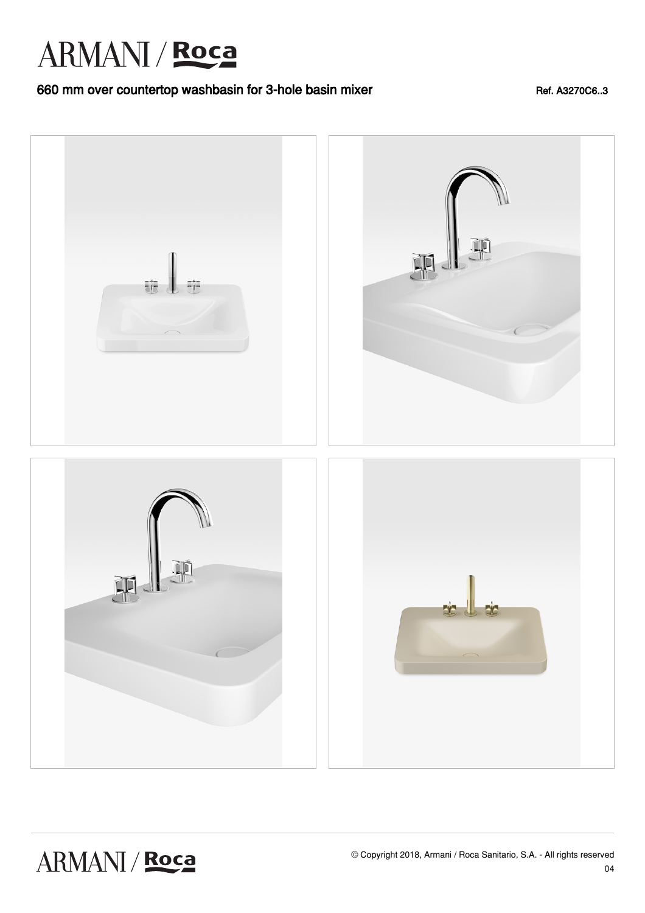# ARMANI / Roca

## 660 mm over countertop washbasin for 3-hole basin mixer

Ref. A3270C6..3

© Copyright 2018, Armani / Roca Sanitario, S.A. - All rights reserved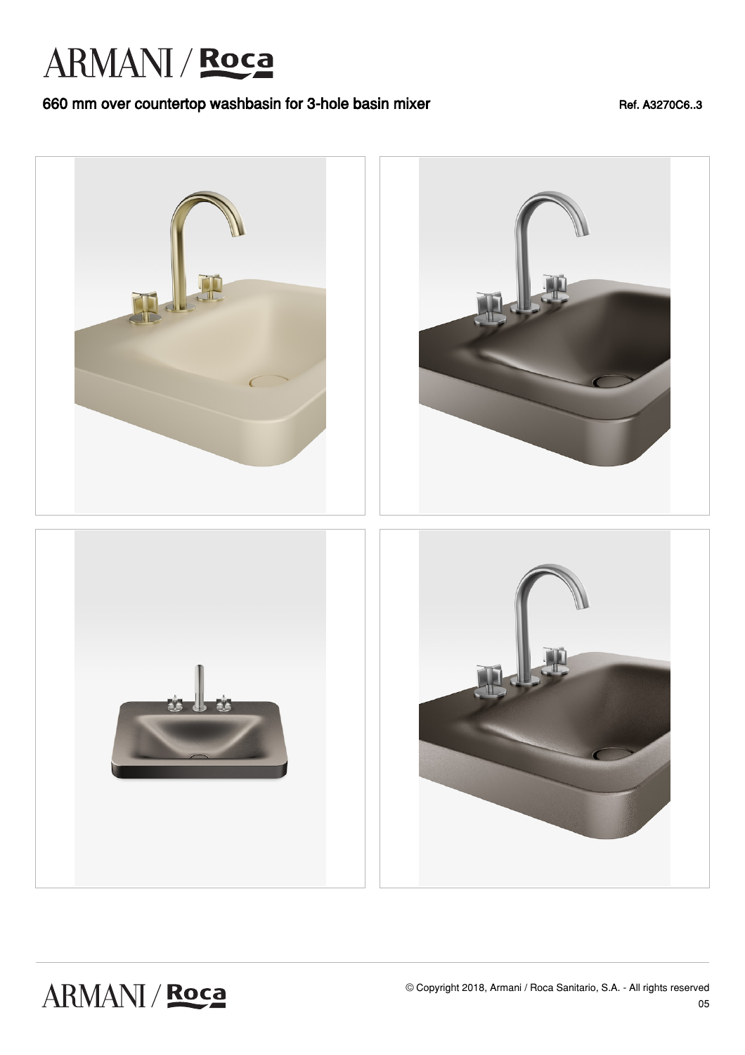# 660 mm over countertop washbasin for 3-hole basin mixer

Ref. A3270C6..3

© Copyright 2018, Armani / Roca Sanitario, S.A. - All rights reserved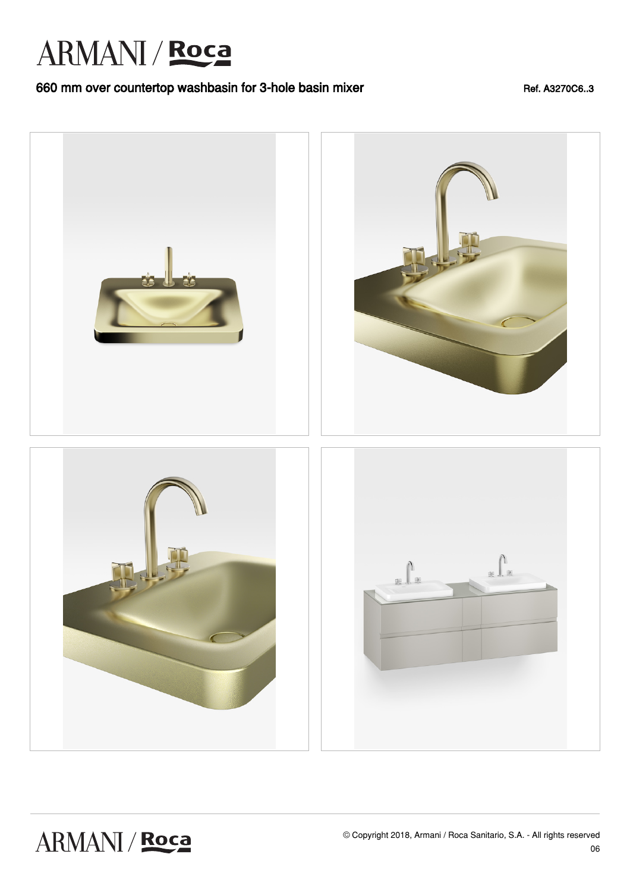# ARMANI / Roca

## 660 mm over countertop washbasin for 3-hole basin mixer

Ref. A3270C6..3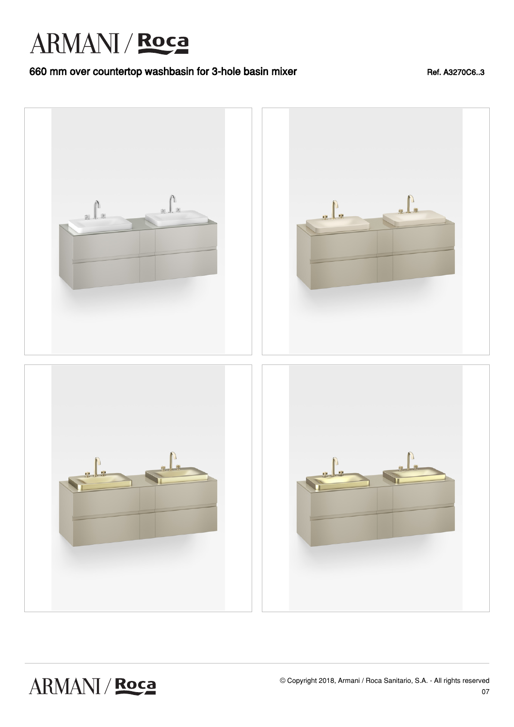# ARMANI / Roca

## 660 mm over countertop washbasin for 3-hole basin mixer

Ref. A3270C6..3

© Copyright 2018, Armani / Roca Sanitario, S.A. - All rights reserved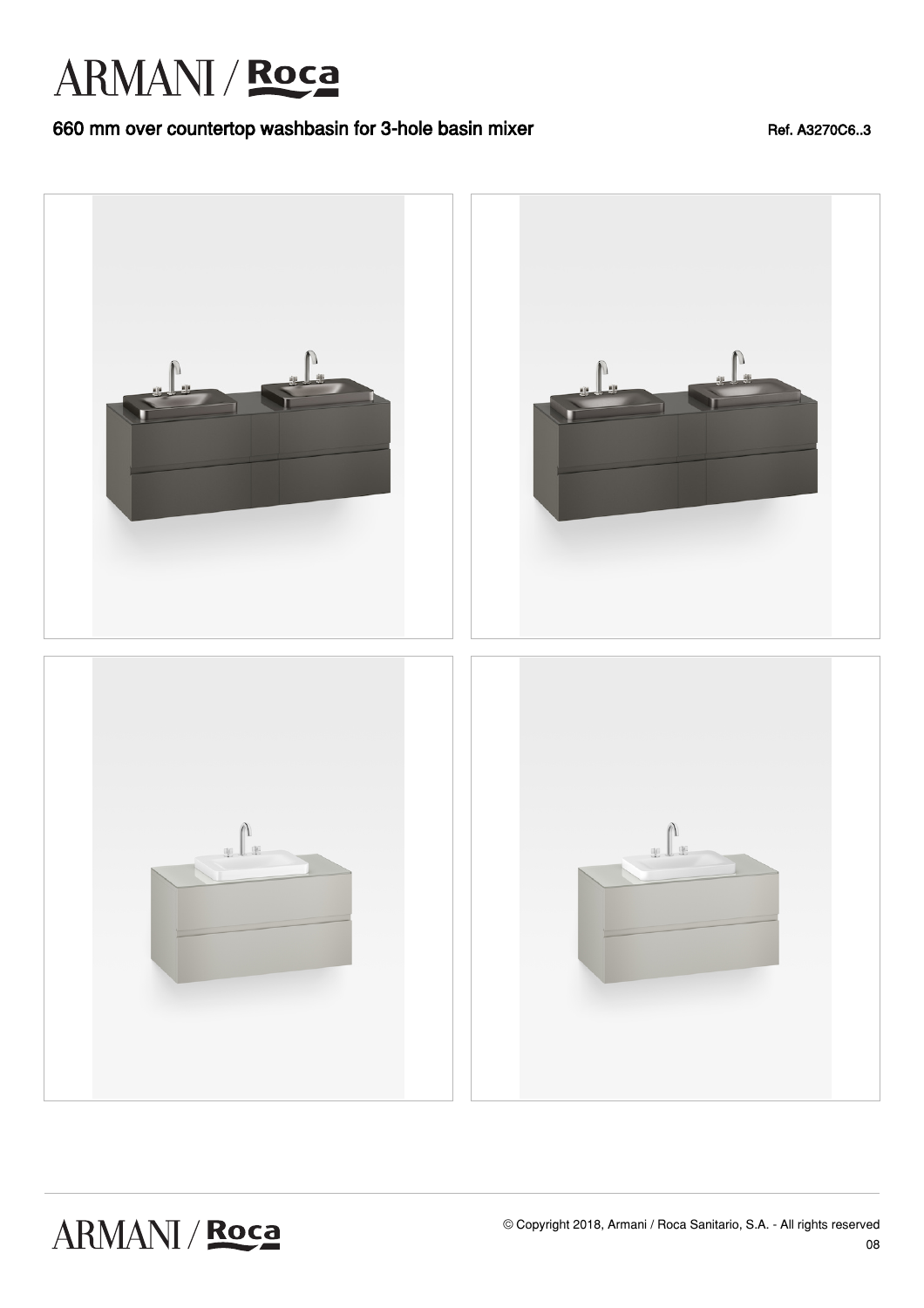## 660 mm over countertop washbasin for 3-hole basin mixer

Ref. A3270C6..3

© Copyright 2018, Armani / Roca Sanitario, S.A. - All rights reserved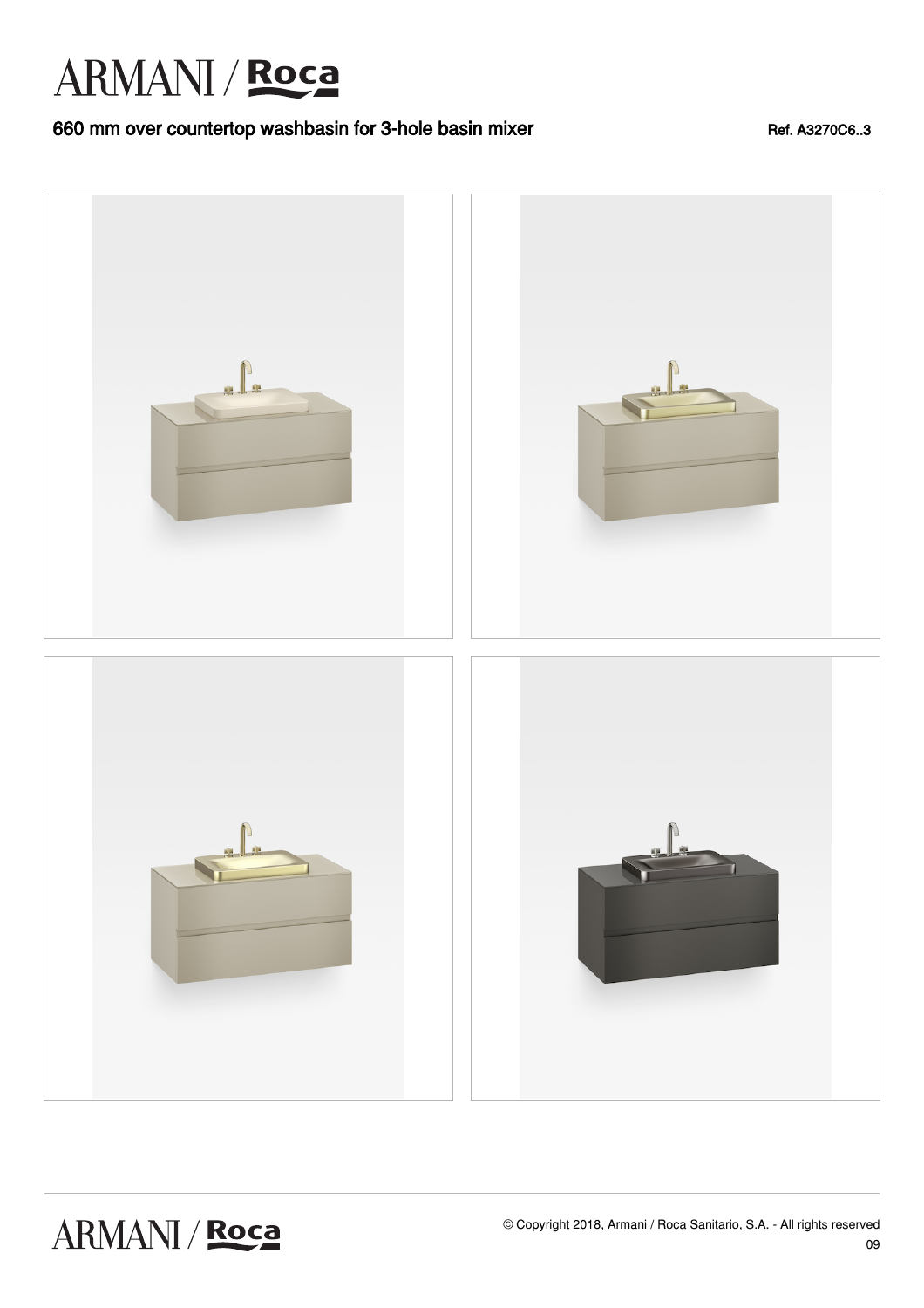# 660 mm over countertop washbasin for 3-hole basin mixer

Ref. A3270C6..3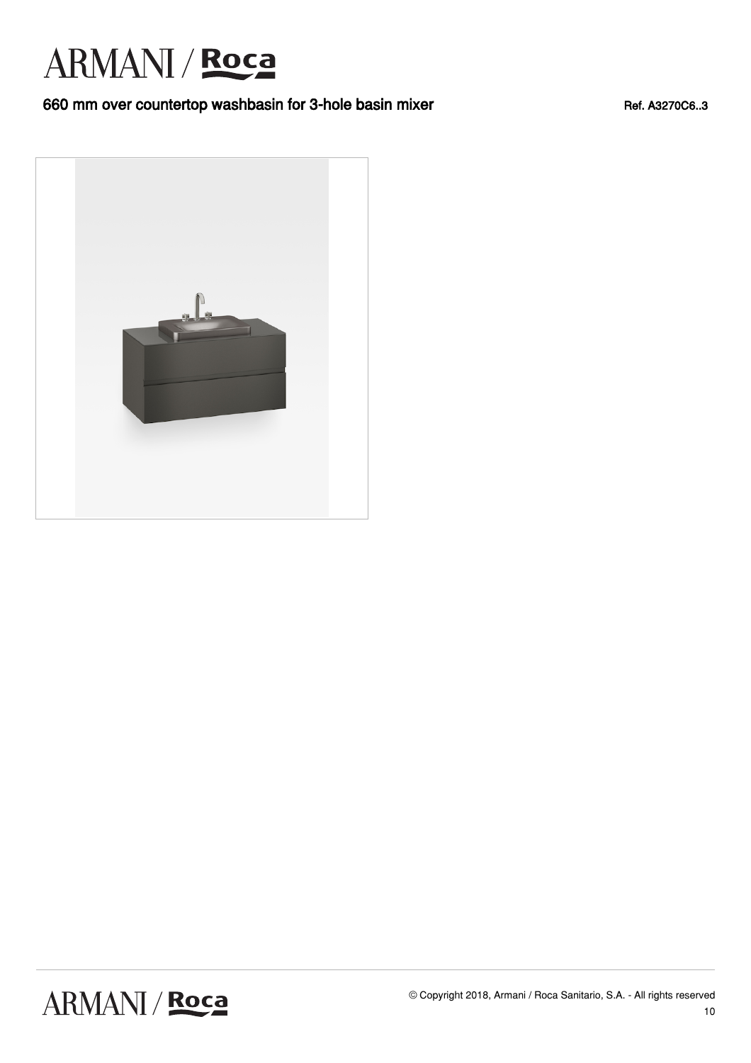# ARMANI / Roca

## 660 mm over countertop washbasin for 3-hole basin mixer

Ref. A3270C6..3

© Copyright 2018, Armani / Roca Sanitario, S.A. - All rights reserved